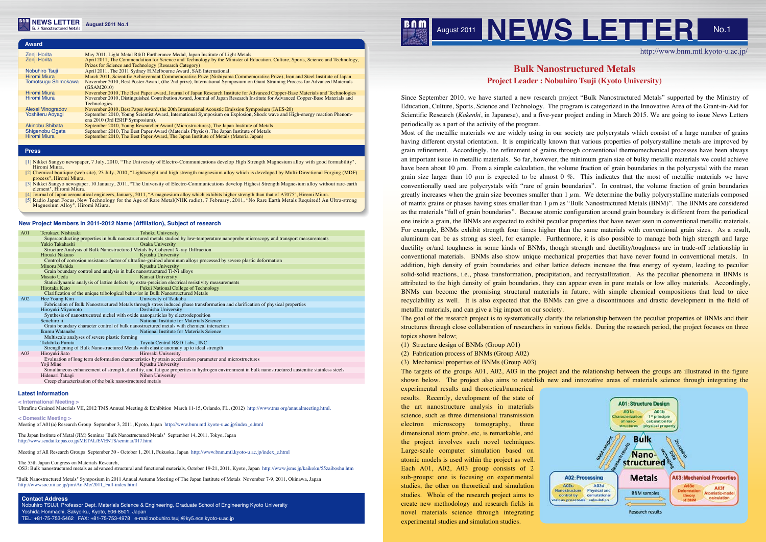# August 2011 NEWS LETTER No.1

http://www.bnm.mtl.kyoto-u.ac.jp/

## Bulk Nanostructured Metals

### Project Leader : Nobuhiro Tsuji (Kyoto University)

Since September 2010, we have started a new research project "Bulk Nanostructured Metals" supported by the Ministry of Education, Culture, Sports, Science and Technology. The program is categorized in the Innovative Area of the Grant-in-Aid for Scientific Research (*Kakenhi*, in Japanese), and a five-year project ending in March 2015. We are going to issue News Letters periodically as a part of the activity of the program.

Most of the metallic materials we are widely using in our society are polycrystals which consist of a large number of grains having different crystal orientation. It is empirically known that various properties of polycrystalline metals are improved by grain refinement. Accordingly, the refinement of grains through conventional thermomechanical processes have been always an important issue in metallic materials. So far, however, the minimum grain size of bulky metallic materials we could achieve have been about 10 $\mu$m. From a simple calculation, the volume fraction of grain boundaries in the polycrystal with the mean grain size larger than 10 $\mu$m is expected to be almost 0 %. This indicates that the most of metallic materials we have conventionally used are polycrystals with "rare of grain boundaries". In contrast, the volume fraction of grain boundaries greatly increases when the grain size becomes smaller than 1 $\mu$m. We determine the bulky polycrystalline materials composed of matrix grains or phases having sizes smaller than 1 $\mu$m as "Bulk Nanostructured Metals (BNM)". The BNMs are considered as the materials "full of grain boundaries". Because atomic configuration around grain boundary is different from the periodical one inside a grain, the BNMs are expected to exhibit peculiar properties that have never seen in conventional metallic materials. For example, BNMs exhibit strength four times higher than the same materials with conventional grain sizes. As a result, aluminum can be as strong as steel, for example. Furthermore, it is also possible to manage both high strength and large ductility or/and toughness in some kinds of BNMs, though strength and ductility/toughness are in trade-off relationship in conventional materials. BNMs also show unique mechanical properties that have never found in conventional metals. In addition, high density of grain boundaries and other lattice defects increase the free energy of system, leading to peculiar solid-solid reactions, i.e., phase transformation, precipitation, and recrystallization. As the peculiar phenomena in BNMs is attributed to the high density of grain boundaries, they can appear even in pure metals or low alloy materials. Accordingly, BNMs can become the promising structural materials in future, with simple chemical compositions that lead to nice recyclability as well. It is also expected that the BNMs can give a discontinuous and drastic development in the field of metallic materials, and can give a big impact on our society.

The goal of the research project is to systematically clarify the relationship between the peculiar properties of BNMs and their structures through close collaboration of researchers in various fields. During the research period, the project focuses on three topics shown below;

(1) Structure design of BNMs (Group A01)
(2) Fabrication process of BNMs (Group A02)
(3) Mechanical properties of BNMs (Group A03)

The targets of the groups A01, A02, A03 in the project and the relationship between the groups are illustrated in the figure shown below. The project also aims to establish new and innovative areas of materials science through integrating the experimental results and theoretical/numerical results. Recently, development of the state of the art nanostructure analysis in materials science, such as three dimensional transmission electron microscopy tomography, three dimensional atom probe, etc, is remarkable, and the project involves such novel techniques. Large-scale computer simulation based on atomic models is used within the project as well. Each A01, A02, A03 group consists of 2 sub-groups: one is focusing on experimental studies, the other on theoretical and simulation studies. Whole of the research project aims to create new methodology and research fields in novel materials science through integrating experimental studies and simulation studies.

A01: Structure Design — A01a Characterization of nano-structures; A01b 1st principle calculation for physical property
A02: Processing — A02c Nanostructure control by various processes; A02d Physical and computational calculation
A03: Mechanical Properties — A03e Deformation theory of BNM; A03f Atomistic-model calculation
Bulk Nanostructured Metals — BNM samples, Research results, Discussion, Data exchanging

## Award

| | |
|---|---|
| Zenji Horita | May 2011, Light Metal R&D Furtherance Medal, Japan Institute of Light Metals |
| Zenji Horita | April 2011, The Commendation for Science and Technology by the Minister of Education, Culture, Sports, Science and Technology, Prizes for Science and Technology (Research Category) |
| Nobuhiro Tsuji | April 2011, The 2011 Sydney H.Melbourne Award, SAE International. |
| Hiromi Miura | March 2011, Scientific Achievement Commemorative Prize (Nishiyama Commemorative Prize), Iron and Steel Institute of Japan |
| Tomotsugu Shimokawa | November 2010, Best Poster Award, (the 2nd prize), International Symposium on Giant Straining Process for Advanced Materials (GSAM2010) |
| Hiromi Miura | November 2010, The Best Paper award, Journal of Japan Research Institute for Advanced Copper-Base Materials and Technologies |
| Hiromi Miura | November 2010, Distinguished Contribution Award, Journal of Japan Research Institute for Advanced Copper-Base Materials and Technologies |
| Alexei Vinogradov | November 2010, Best Paper Award, the 20th International Acoustic Emission Symposium (IAES-20) |
| Yoshiteru Aoyagi | September 2010, Young Scientist Award, International Symposium on Explosion, Shock wave and High-energy reaction Phenomena 2010 (3rd ESHP Symposium), |
| Akinobu Shibata | September 2010, Young Researcher Award (Microstructures), The Japan Institute of Metals |
| Shigenobu Ogata | September 2010, The Best Paper Award (Materials Physics), The Japan Institute of Metals |
| Hiromi Miura | September 2010, The Best Paper Award, The Japan Institute of Metals (Materia Japan) |

## Press

[1] Nikkei Sangyo newspaper, 7 July, 2010, "The University of Electro-Communications develop High Strength Magnesium alloy with good formability", Hiromi Miura.
[2] Chemical boutique (web site), 23 July, 2010, "Lightweight and high strength magnesium alloy which is developed by Multi-Directional Forging (MDF) process", Hiromi Miura.
[3] Nikkei Sangyo newspaper, 10 January, 2011, "The University of Electro-Communications develop Highest Strength Magnesium alloy without rare-earth element", Hiromi Miura.
[4] Journal of Japan aeronautical engineers, January, 2011, "A magnesium alloy which exhibits higher strength than that of A7075", Hiromi Miura.
[5] Radio Japan Focus, New Technology for the Age of Rare Metal(NHK radio), 7 February, 2011, "No Rare Earth Metals Required! An Ultra-strong Magnesium Alloy", Hiromi Miura.

## New Project Members in 2011-2012 Name (Affiliation), Subject of research

| Group | Name | Affiliation |
|---|---|---|
| A01 | Terukazu Nishizaki | Tohoku University |
| | Superconducting properties in bulk nanostructured metals studied by low-temperature nanoprobe microscopy and transport measurements | |
| | Yukio Takahashi | Osaka University |
| | Structure Analysis of Bulk Nanostructured Metals by Coherent X-ray Diffraction | |
| | Hiroaki Nakano | Kyushu University |
| | Control of corrosion resistance factor of ultrafine-grained aluminum alloys processed by severe plastic deformation | |
| | Minoru Nishida | Kyushu University |
| | Grain boundary control and analysis in bulk nanostructured Ti-Ni alloys | |
| | Masato Ueda | Kansai University |
| | Static/dynamic analysis of lattice defects by extra-precision electrical resistivity measurements | |
| | Hirotaka Kato | Fukui National College of Technology |
| | Clarification of the unique tribological behavior in Bulk Nanostructured Metals | |
| A02 | Hee Young Kim | University of Tsukuba |
| | Fabrication of Bulk Nanostructured Metals through stress induced phase transformation and clarification of physical properties | |
| | Hiroyuki Miyamoto | Doshisha University |
| | Synthesis of nanostructured nickel with oxide nanoparticles by electrodeposition | |
| | Seiichiro ii | National Institute for Materials Science |
| | Grain boundary character control of bulk nanostructured metals with chemical interaction | |
| | Ikumu Watanabe | National Institute for Materials Science |
| | Multiscale analyses of severe plastic forming | |
| | Tadahiko Furuta | Toyota Central R&D Labs., INC |
| | Strengthening of Bulk Nanostructured Metals with elastic anomaly up to ideal strength | |
| A03 | Hiroyuki Sato | Hirosaki University |
| | Evaluation of long term deformation characteristics by strain acceleration parameter and microstructures | |
| | Yoji Mine | Kyushu University |
| | Simultaneous enhancement of strength, ductility, and fatigue properties in hydrogen environment in bulk nanostructured austenitic stainless steels | |
| | Hidenari Takagi | Nihon University |
| | Creep characterization of the bulk nanostructured metals | |

## Latest information

**< International Meeting >**

Ultrafine Grained Materials VII, 2012 TMS Annual Meeting & Exhibition March 11-15, Orlando, FL, (2012) http://www.tms.org/annualmeeting.html.

**< Domestic Meeting >**

Meeting of A01(a) Research Group September 3, 2011, Kyoto, Japan http://www.bnm.mtl.kyoto-u.ac.jp/index_e.html

The Japan Institute of Metal (JIM) Seminar "Bulk Nanostructured Metals" September 14, 2011, Tokyo, Japan http://www.sendai.kopas.co.jp/METAL/EVENTS/seminar/017.html

Meeting of All Research Groups September 30 - October 1, 2011, Fukuoka, Japan http://www.bnm.mtl.kyoto-u.ac.jp/index_e.html

The 55th Japan Congress on Materials Research,
OS3: Bulk nanostructured metals as advanced structural and functional materials, October 19-21, 2011, Kyoto, Japan http://www.jsms.jp/kaikoku/55zaiboshu.htm

"Bulk Nanostructured Metals" Symposium in 2011 Annual Autumn Meeting of The Japan Institute of Metals November 7-9, 2011, Okinawa, Japan http://wwwsoc.nii.ac.jp/jim/An-Me/2011_Fall-index.html

## Contact Address

Nobuhiro TSUJI, Professor Dept. Materials Science & Engineering, Graduate School of Engineering Kyoto University
Yoshida Honmachi, Sakyo-ku, Kyoto, 606-8501, Japan
TEL: +81-75-753-5462 FAX: +81-75-753-4978 e-mail:nobuhiro.tsuji@ky5.ecs.kyoto-u.ac.jp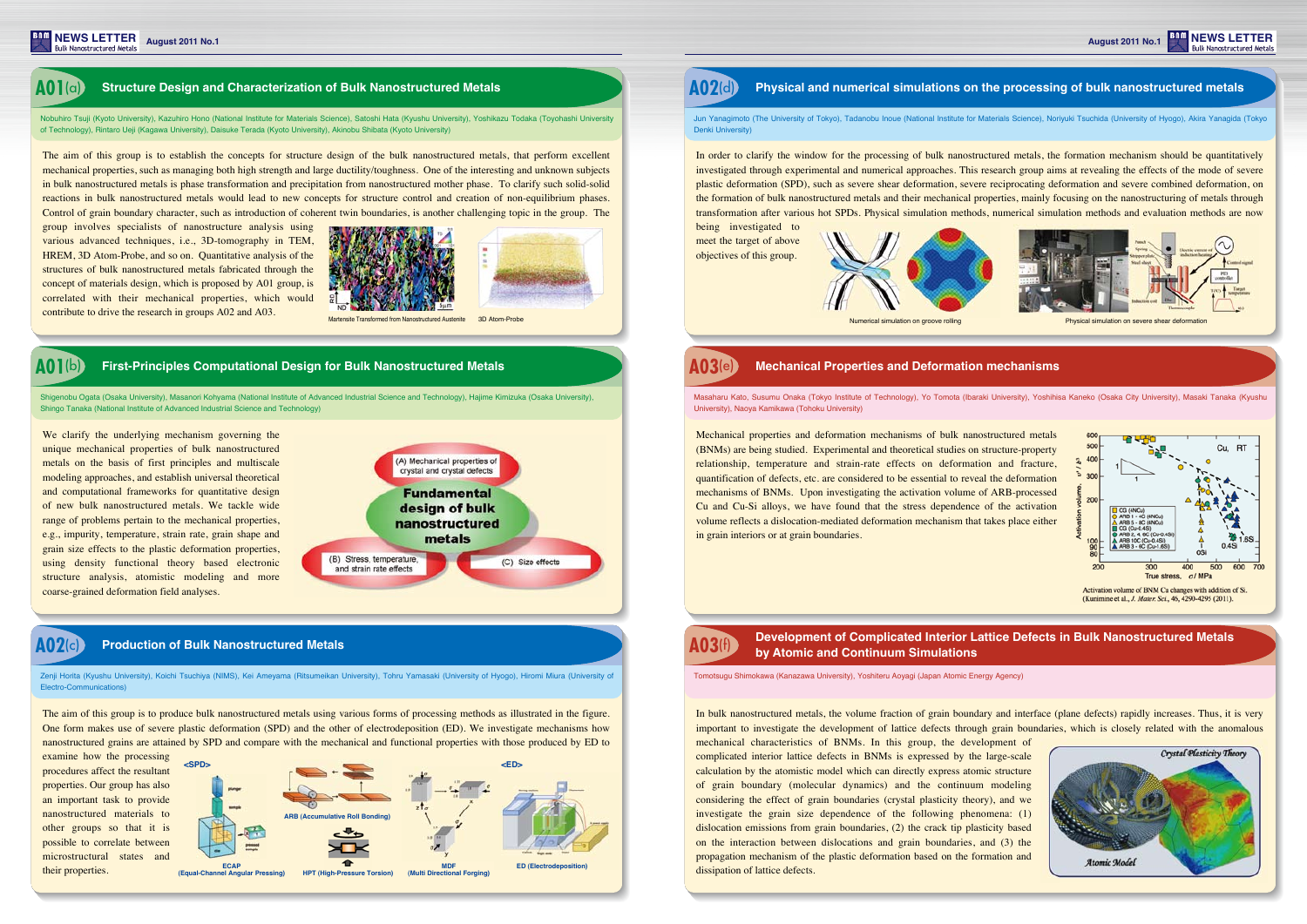## A01(a) Structure Design and Characterization of Bulk Nanostructured Metals

Nobuhiro Tsuji (Kyoto University), Kazuhiro Hono (National Institute for Materials Science), Satoshi Hata (Kyushu University), Yoshikazu Todaka (Toyohashi University of Technology), Rintaro Ueji (Kagawa University), Daisuke Terada (Kyoto University), Akinobu Shibata (Kyoto University)

The aim of this group is to establish the concepts for structure design of the bulk nanostructured metals, that perform excellent mechanical properties, such as managing both high strength and large ductility/toughness. One of the interesting and unknown subjects in bulk nanostructured metals is phase transformation and precipitation from nanostructured mother phase. To clarify such solid-solid reactions in bulk nanostructured metals would lead to new concepts for structure control and creation of non-equilibrium phases. Control of grain boundary character, such as introduction of coherent twin boundaries, is another challenging topic in the group. The group involves specialists of nanostructure analysis using various advanced techniques, i.e., 3D-tomography in TEM, HREM, 3D Atom-Probe, and so on. Quantitative analysis of the structures of bulk nanostructured metals fabricated through the concept of materials design, which is proposed by A01 group, is correlated with their mechanical properties, which would contribute to drive the research in groups A02 and A03.

Martensite Transformed from Nanostructured Austenite

3D Atom-Probe

## A01(b) First-Principles Computational Design for Bulk Nanostructured Metals

Shigenobu Ogata (Osaka University), Masanori Kohyama (National Institute of Advanced Industrial Science and Technology), Hajime Kimizuka (Osaka University), Shingo Tanaka (National Institute of Advanced Industrial Science and Technology)

We clarify the underlying mechanism governing the unique mechanical properties of bulk nanostructured metals on the basis of first principles and multiscale modeling approaches, and establish universal theoretical and computational frameworks for quantitative design of new bulk nanostructured metals. We tackle wide range of problems pertain to the mechanical properties, e.g., impurity, temperature, strain rate, grain shape and grain size effects to the plastic deformation properties, using density functional theory based electronic structure analysis, atomistic modeling and more coarse-grained deformation field analyses.

(A) Mechanical properties of crystal and crystal defects

Fundamental design of bulk nanostructured metals

(B) Stress, temperature, and strain rate effects

(C) Size effects

## A02(c) Production of Bulk Nanostructured Metals

Zenji Horita (Kyushu University), Koichi Tsuchiya (NIMS), Kei Ameyama (Ritsumeikan University), Tohru Yamasaki (University of Hyogo), Hiromi Miura (University of Electro-Communications)

The aim of this group is to produce bulk nanostructured metals using various forms of processing methods as illustrated in the figure. One form makes use of severe plastic deformation (SPD) and the other of electrodeposition (ED). We investigate mechanisms how nanostructured grains are attained by SPD and compare with the mechanical and functional properties with those produced by ED to examine how the processing procedures affect the resultant properties. Our group has also an important task to provide nanostructured materials to other groups so that it is possible to correlate between microstructural states and their properties.

<SPD>

<ED>

ECAP (Equal-Channel Angular Pressing)

ARB (Accumulative Roll Bonding)

HPT (High-Pressure Torsion)

MDF (Multi Directional Forging)

ED (Electrodeposition)

## A02(d) Physical and numerical simulations on the processing of bulk nanostructured metals

Jun Yanagimoto (The University of Tokyo), Tadanobu Inoue (National Institute for Materials Science), Noriyuki Tsuchida (University of Hyogo), Akira Yanagida (Tokyo Denki University)

In order to clarify the window for the processing of bulk nanostructured metals, the formation mechanism should be quantitatively investigated through experimental and numerical approaches. This research group aims at revealing the effects of the mode of severe plastic deformation (SPD), such as severe shear deformation, severe reciprocating deformation and severe combined deformation, on the formation of bulk nanostructured metals and their mechanical properties, mainly focusing on the nanostructuring of metals through transformation after various hot SPDs. Physical simulation methods, numerical simulation methods and evaluation methods are now being investigated to meet the target of above objectives of this group.

Numerical simulation on groove rolling

Physical simulation on severe shear deformation

## A03(e) Mechanical Properties and Deformation mechanisms

Masaharu Kato, Susumu Onaka (Tokyo Institute of Technology), Yo Tomota (Ibaraki University), Yoshihisa Kaneko (Osaka City University), Masaki Tanaka (Kyushu University), Naoya Kamikawa (Tohoku University)

Mechanical properties and deformation mechanisms of bulk nanostructured metals (BNMs) are being studied. Experimental and theoretical studies on structure-property relationship, temperature and strain-rate effects on deformation and fracture, quantification of defects, etc. are considered to be essential to reveal the deformation mechanisms of BNMs. Upon investigating the activation volume of ARB-processed Cu and Cu-Si alloys, we have found that the stress dependence of the activation volume reflects a dislocation-mediated deformation mechanism that takes place either in grain interiors or at grain boundaries.

Activation volume, $v^* / b^3$

True stress, $\sigma$ / MPa

Cu, RT

CG (4NCu)
ARB 1 - 4C (4NCu)
ARB 5 - 8C (4NCu)
CG (Cu-0.4Si)
ARB 2, 4, 6C (Cu-0.4Si)
ARB 10C (Cu-0.4Si)
ARB 3 - 6C (Cu-1.8Si)

0.4Si, 1.8Si, 0Si

Activation volume of BNM Cu changes with addition of Si. (Kunimine et al., *J. Mater. Sci.*, 46, 4290-4295 (2011)).

## A03(f) Development of Complicated Interior Lattice Defects in Bulk Nanostructured Metals by Atomic and Continuum Simulations

Tomotsugu Shimokawa (Kanazawa University), Yoshiteru Aoyagi (Japan Atomic Energy Agency)

In bulk nanostructured metals, the volume fraction of grain boundary and interface (plane defects) rapidly increases. Thus, it is very important to investigate the development of lattice defects through grain boundaries, which is closely related with the anomalous mechanical characteristics of BNMs. In this group, the development of complicated interior lattice defects in BNMs is expressed by the large-scale calculation by the atomistic model which can directly express atomic structure of grain boundary (molecular dynamics) and the continuum modeling considering the effect of grain boundaries (crystal plasticity theory), and we investigate the grain size dependence of the following phenomena: (1) dislocation emissions from grain boundaries, (2) the crack tip plasticity based on the interaction between dislocations and grain boundaries, and (3) the propagation mechanism of the plastic deformation based on the formation and dissipation of lattice defects.

Crystal Plasticity Theory

Atomic Model